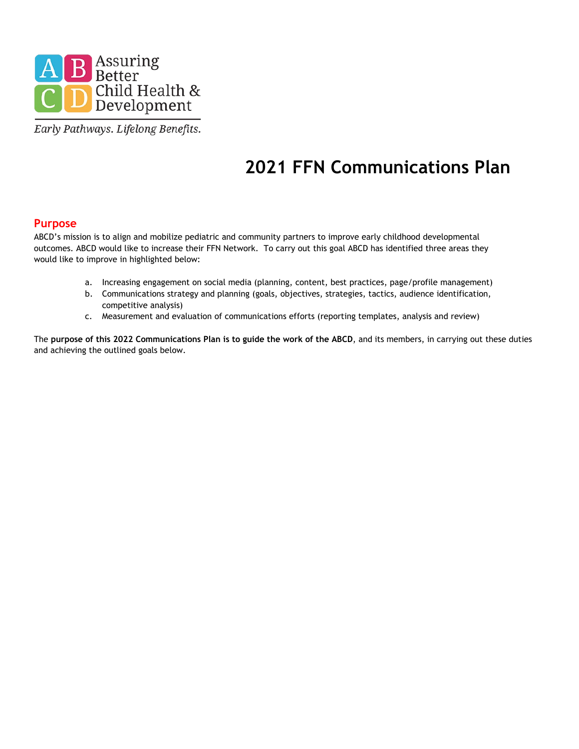Assuring Better Child Health & Development

*Early Pathways. Lifelong Benefits.*

# 2021 FFN Communications Plan

## Purpose

ABCD's mission is to align and mobilize pediatric and community partners to improve early childhood developmental outcomes. ABCD would like to increase their FFN Network. To carry out this goal ABCD has identified three areas they would like to improve in highlighted below:

a. Increasing engagement on social media (planning, content, best practices, page/profile management)
b. Communications strategy and planning (goals, objectives, strategies, tactics, audience identification, competitive analysis)
c. Measurement and evaluation of communications efforts (reporting templates, analysis and review)

The **purpose of this 2022 Communications Plan is to guide the work of the ABCD**, and its members, in carrying out these duties and achieving the outlined goals below.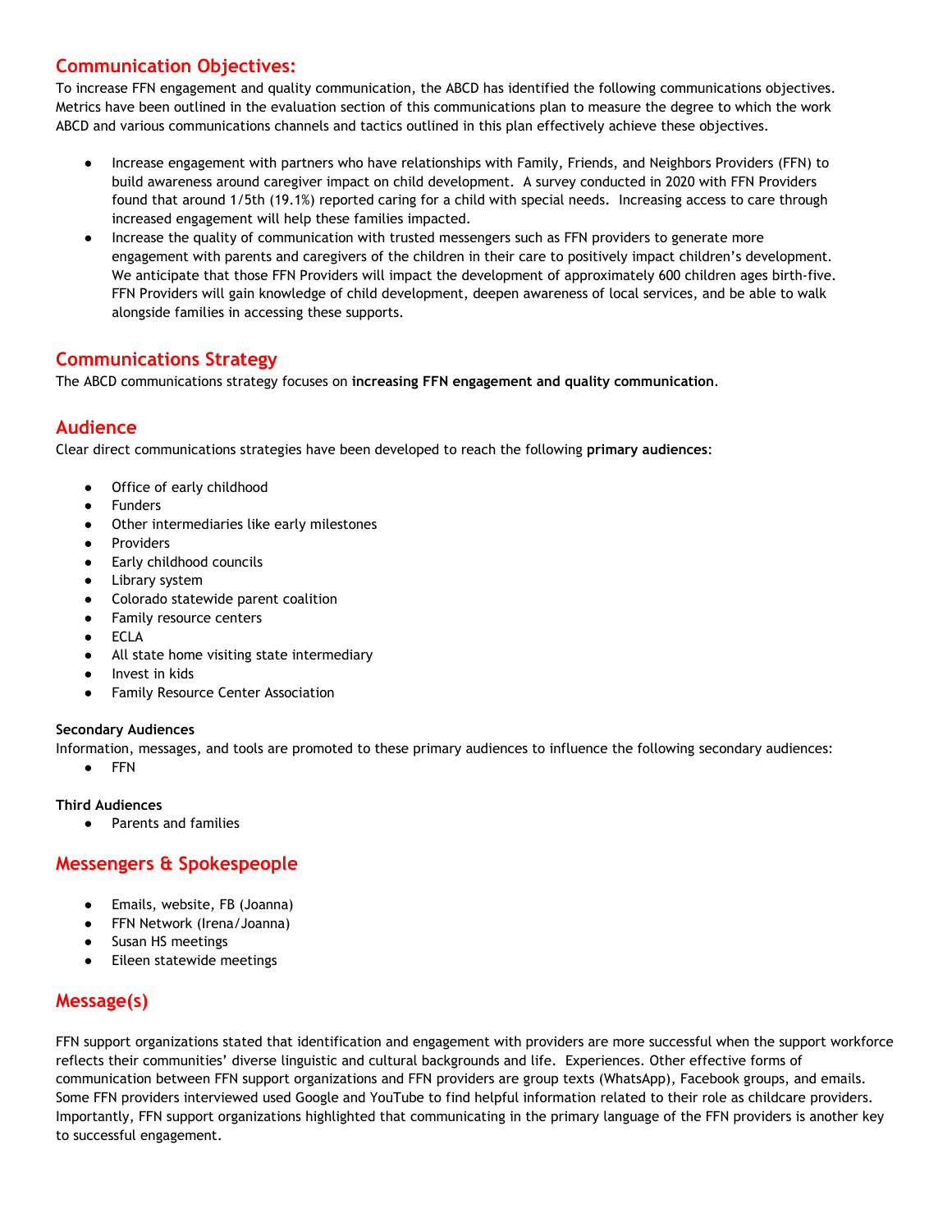## Communication Objectives:

To increase FFN engagement and quality communication, the ABCD has identified the following communications objectives. Metrics have been outlined in the evaluation section of this communications plan to measure the degree to which the work ABCD and various communications channels and tactics outlined in this plan effectively achieve these objectives.

- Increase engagement with partners who have relationships with Family, Friends, and Neighbors Providers (FFN) to build awareness around caregiver impact on child development. A survey conducted in 2020 with FFN Providers found that around 1/5th (19.1%) reported caring for a child with special needs. Increasing access to care through increased engagement will help these families impacted.
- Increase the quality of communication with trusted messengers such as FFN providers to generate more engagement with parents and caregivers of the children in their care to positively impact children's development. We anticipate that those FFN Providers will impact the development of approximately 600 children ages birth-five. FFN Providers will gain knowledge of child development, deepen awareness of local services, and be able to walk alongside families in accessing these supports.

## Communications Strategy

The ABCD communications strategy focuses on **increasing FFN engagement and quality communication**.

## Audience

Clear direct communications strategies have been developed to reach the following **primary audiences**:

- Office of early childhood
- Funders
- Other intermediaries like early milestones
- Providers
- Early childhood councils
- Library system
- Colorado statewide parent coalition
- Family resource centers
- ECLA
- All state home visiting state intermediary
- Invest in kids
- Family Resource Center Association

**Secondary Audiences**

Information, messages, and tools are promoted to these primary audiences to influence the following secondary audiences:

- FFN

**Third Audiences**

- Parents and families

## Messengers & Spokespeople

- Emails, website, FB (Joanna)
- FFN Network (Irena/Joanna)
- Susan HS meetings
- Eileen statewide meetings

## Message(s)

FFN support organizations stated that identification and engagement with providers are more successful when the support workforce reflects their communities' diverse linguistic and cultural backgrounds and life. Experiences. Other effective forms of communication between FFN support organizations and FFN providers are group texts (WhatsApp), Facebook groups, and emails. Some FFN providers interviewed used Google and YouTube to find helpful information related to their role as childcare providers. Importantly, FFN support organizations highlighted that communicating in the primary language of the FFN providers is another key to successful engagement.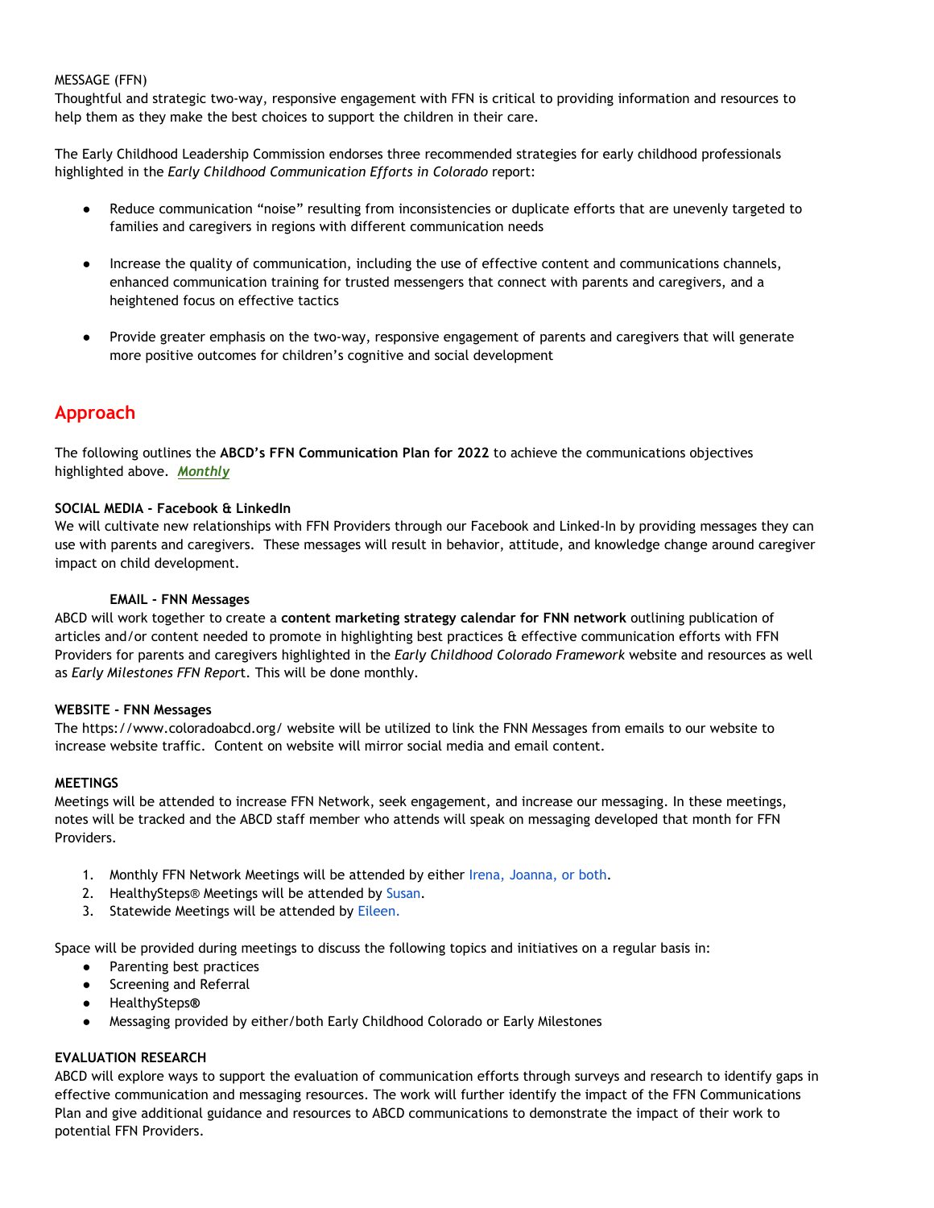MESSAGE (FFN)

Thoughtful and strategic two-way, responsive engagement with FFN is critical to providing information and resources to help them as they make the best choices to support the children in their care.

The Early Childhood Leadership Commission endorses three recommended strategies for early childhood professionals highlighted in the *Early Childhood Communication Efforts in Colorado* report:

- Reduce communication "noise" resulting from inconsistencies or duplicate efforts that are unevenly targeted to families and caregivers in regions with different communication needs
- Increase the quality of communication, including the use of effective content and communications channels, enhanced communication training for trusted messengers that connect with parents and caregivers, and a heightened focus on effective tactics
- Provide greater emphasis on the two-way, responsive engagement of parents and caregivers that will generate more positive outcomes for children's cognitive and social development

## Approach

The following outlines the **ABCD's FFN Communication Plan for 2022** to achieve the communications objectives highlighted above. ***Monthly***

**SOCIAL MEDIA - Facebook & LinkedIn**

We will cultivate new relationships with FFN Providers through our Facebook and Linked-In by providing messages they can use with parents and caregivers. These messages will result in behavior, attitude, and knowledge change around caregiver impact on child development.

**EMAIL - FNN Messages**

ABCD will work together to create a **content marketing strategy calendar for FNN network** outlining publication of articles and/or content needed to promote in highlighting best practices & effective communication efforts with FFN Providers for parents and caregivers highlighted in the *Early Childhood Colorado Framework* website and resources as well as *Early Milestones FFN Report*. This will be done monthly.

**WEBSITE - FNN Messages**

The https://www.coloradoabcd.org/ website will be utilized to link the FNN Messages from emails to our website to increase website traffic. Content on website will mirror social media and email content.

**MEETINGS**

Meetings will be attended to increase FFN Network, seek engagement, and increase our messaging. In these meetings, notes will be tracked and the ABCD staff member who attends will speak on messaging developed that month for FFN Providers.

1. Monthly FFN Network Meetings will be attended by either Irena, Joanna, or both.
2. HealthySteps® Meetings will be attended by Susan.
3. Statewide Meetings will be attended by Eileen.

Space will be provided during meetings to discuss the following topics and initiatives on a regular basis in:

- Parenting best practices
- Screening and Referral
- HealthySteps®
- Messaging provided by either/both Early Childhood Colorado or Early Milestones

**EVALUATION RESEARCH**

ABCD will explore ways to support the evaluation of communication efforts through surveys and research to identify gaps in effective communication and messaging resources. The work will further identify the impact of the FFN Communications Plan and give additional guidance and resources to ABCD communications to demonstrate the impact of their work to potential FFN Providers.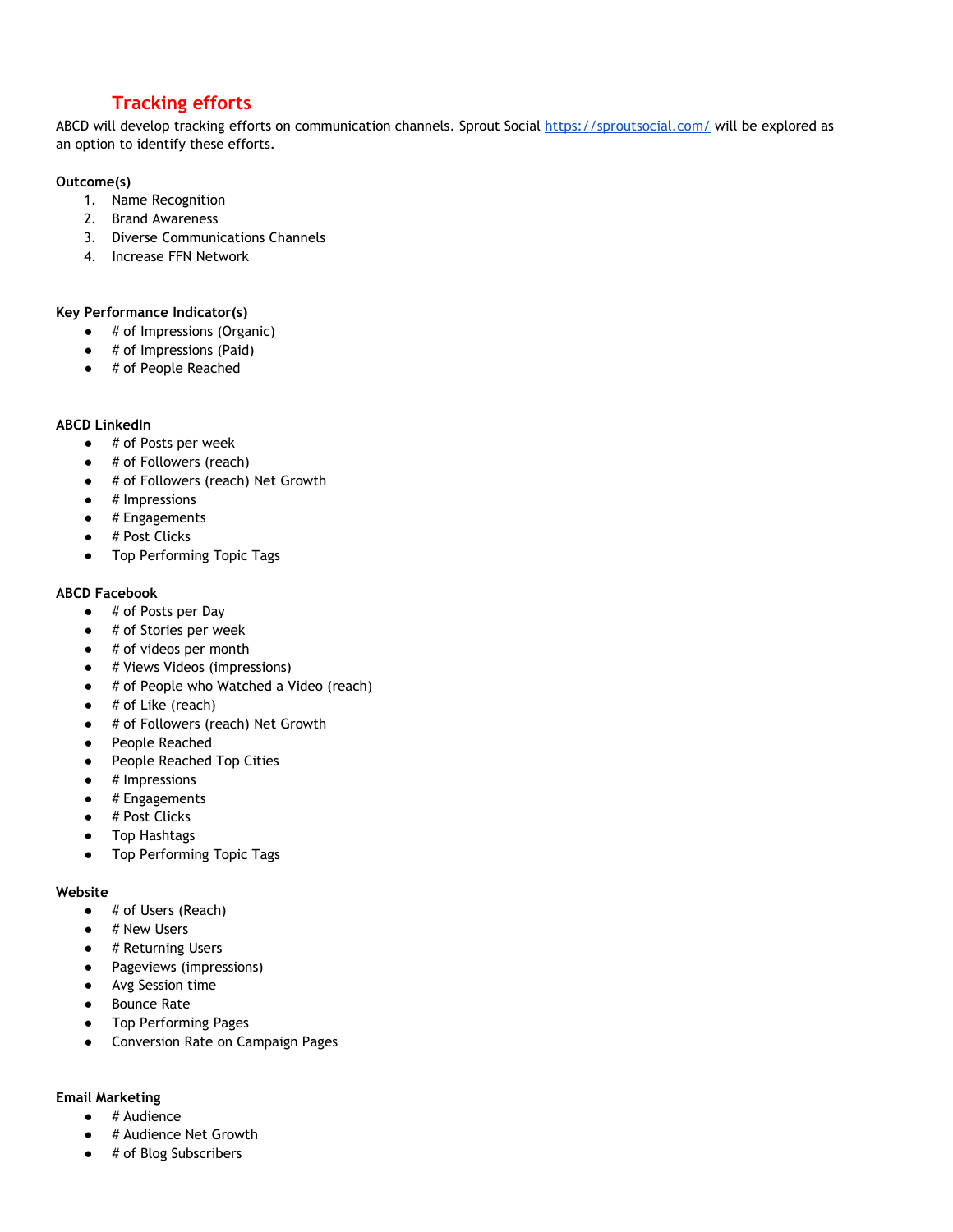## Tracking efforts

ABCD will develop tracking efforts on communication channels. Sprout Social https://sproutsocial.com/ will be explored as an option to identify these efforts.

**Outcome(s)**

1. Name Recognition
2. Brand Awareness
3. Diverse Communications Channels
4. Increase FFN Network

**Key Performance Indicator(s)**

- # of Impressions (Organic)
- # of Impressions (Paid)
- # of People Reached

**ABCD LinkedIn**

- # of Posts per week
- # of Followers (reach)
- # of Followers (reach) Net Growth
- # Impressions
- # Engagements
- # Post Clicks
- Top Performing Topic Tags

**ABCD Facebook**

- # of Posts per Day
- # of Stories per week
- # of videos per month
- # Views Videos (impressions)
- # of People who Watched a Video (reach)
- # of Like (reach)
- # of Followers (reach) Net Growth
- People Reached
- People Reached Top Cities
- # Impressions
- # Engagements
- # Post Clicks
- Top Hashtags
- Top Performing Topic Tags

**Website**

- # of Users (Reach)
- # New Users
- # Returning Users
- Pageviews (impressions)
- Avg Session time
- Bounce Rate
- Top Performing Pages
- Conversion Rate on Campaign Pages

**Email Marketing**

- # Audience
- # Audience Net Growth
- # of Blog Subscribers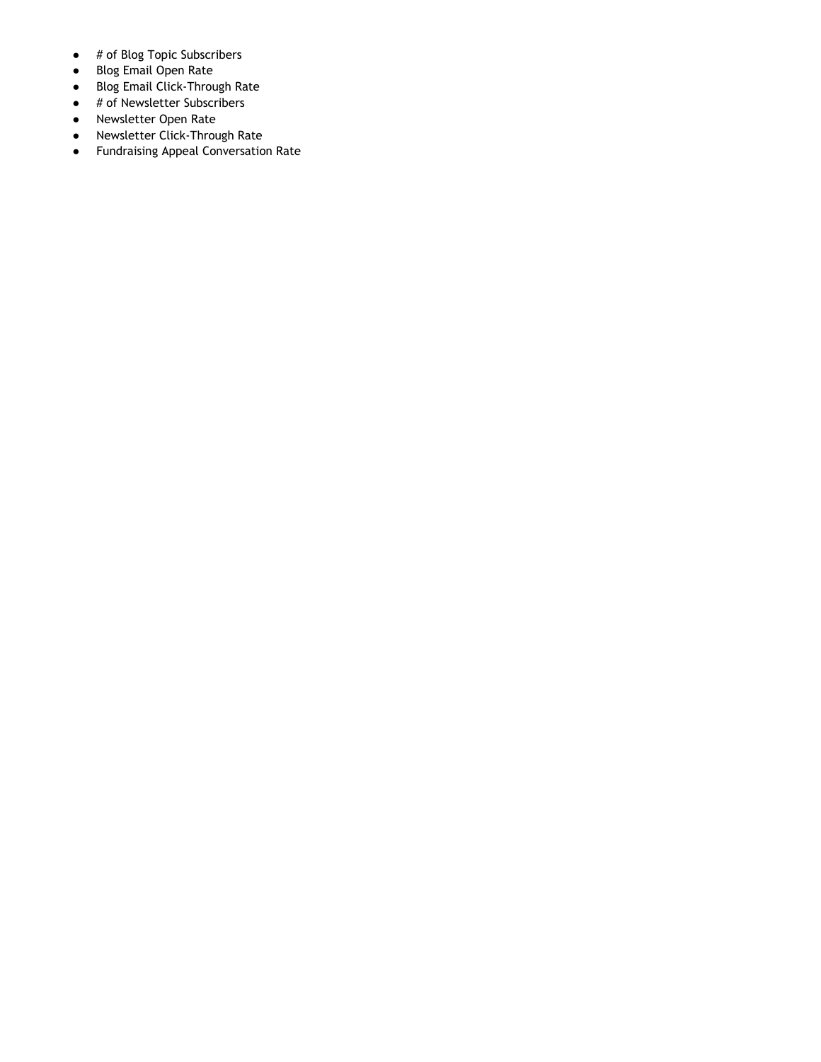- # of Blog Topic Subscribers
- Blog Email Open Rate
- Blog Email Click-Through Rate
- # of Newsletter Subscribers
- Newsletter Open Rate
- Newsletter Click-Through Rate
- Fundraising Appeal Conversation Rate